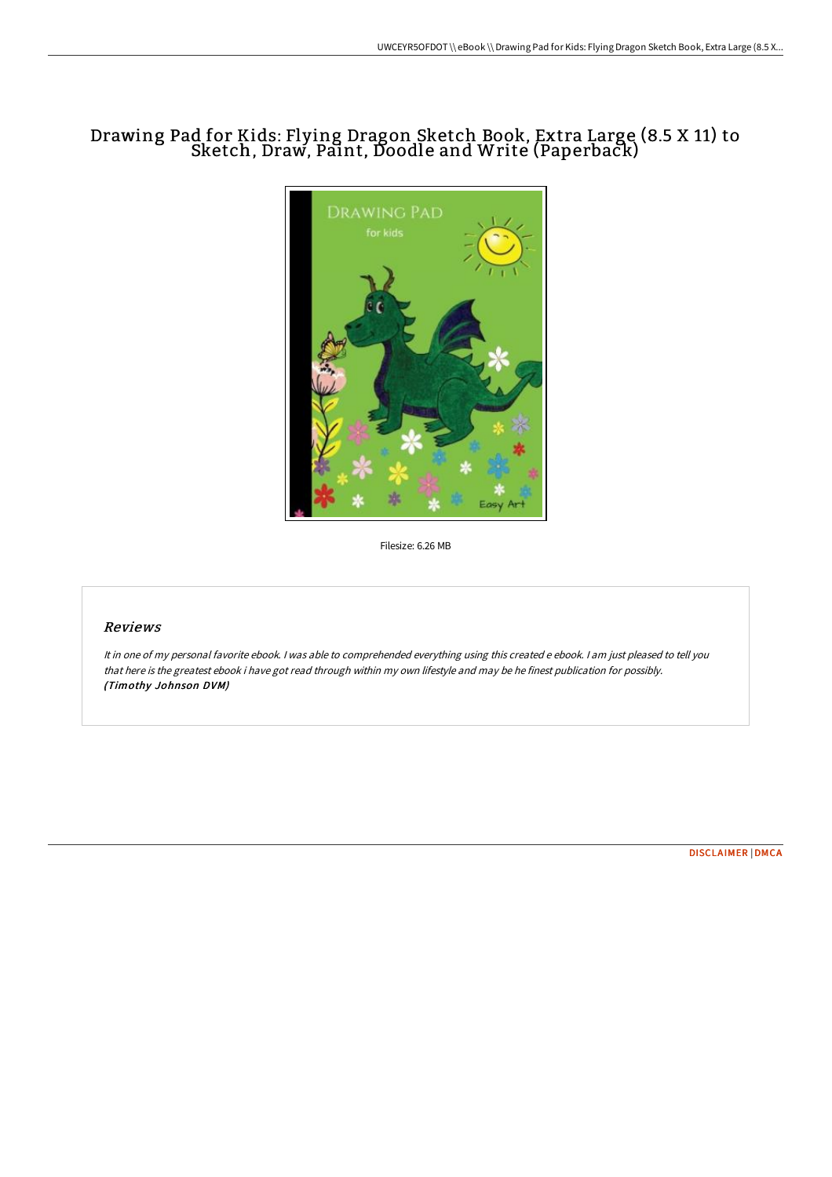# Drawing Pad for Kids: Flying Dragon Sketch Book, Extra Large (8.5 X 11) to Sketch, Draw, Paint, Doodle and Write (Paperback)

Filesize: 6.26 MB

## *Reviews*

*It in one of my personal favorite ebook. I was able to comprehended everything using this created e ebook. I am just pleased to tell you that here is the greatest ebook i have got read through within my own lifestyle and may be he finest publication for possibly.*
***(Timothy Johnson DVM)***

DISCLAIMER | DMCA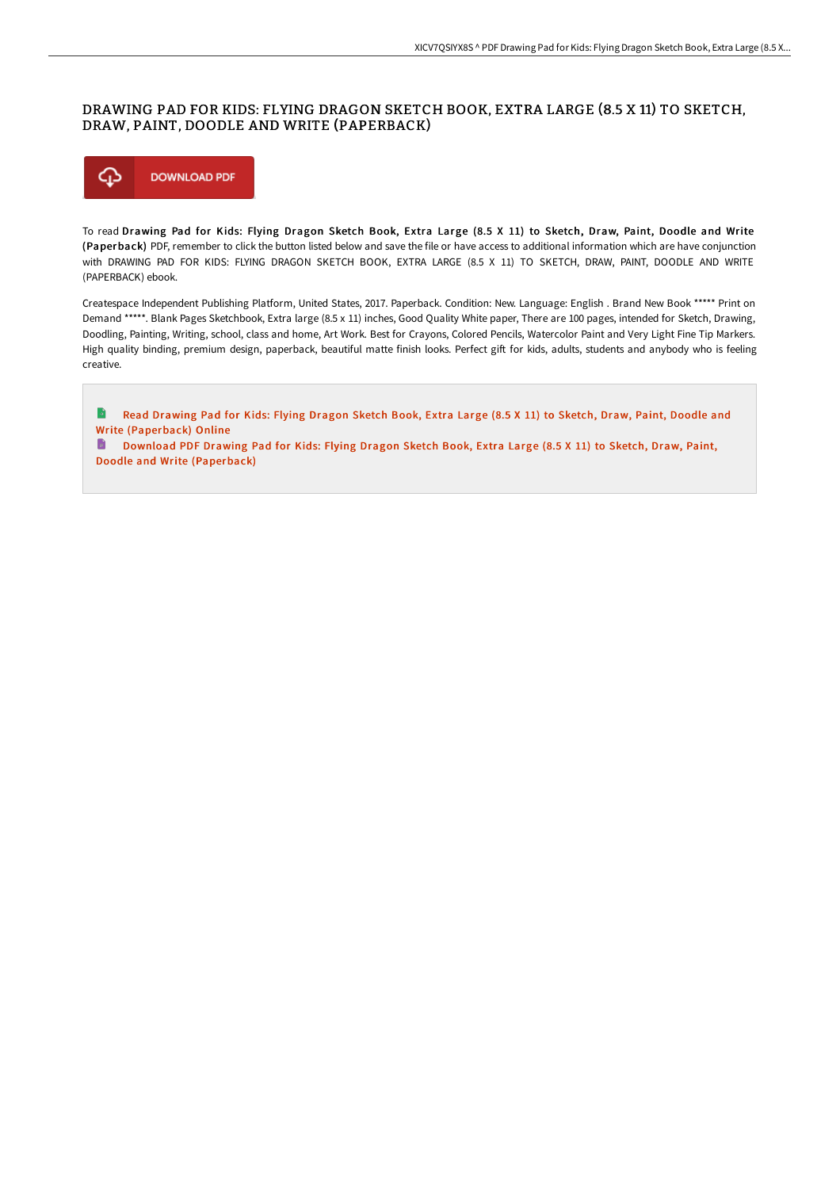# DRAWING PAD FOR KIDS: FLYING DRAGON SKETCH BOOK, EXTRA LARGE (8.5 X 11) TO SKETCH, DRAW, PAINT, DOODLE AND WRITE (PAPERBACK)

DOWNLOAD PDF

To read **Drawing Pad for Kids: Flying Dragon Sketch Book, Extra Large (8.5 X 11) to Sketch, Draw, Paint, Doodle and Write (Paperback)** PDF, remember to click the button listed below and save the file or have access to additional information which are have conjunction with DRAWING PAD FOR KIDS: FLYING DRAGON SKETCH BOOK, EXTRA LARGE (8.5 X 11) TO SKETCH, DRAW, PAINT, DOODLE AND WRITE (PAPERBACK) ebook.

Createspace Independent Publishing Platform, United States, 2017. Paperback. Condition: New. Language: English . Brand New Book ***** Print on Demand *****. Blank Pages Sketchbook, Extra large (8.5 x 11) inches, Good Quality White paper, There are 100 pages, intended for Sketch, Drawing, Doodling, Painting, Writing, school, class and home, Art Work. Best for Crayons, Colored Pencils, Watercolor Paint and Very Light Fine Tip Markers. High quality binding, premium design, paperback, beautiful matte finish looks. Perfect gift for kids, adults, students and anybody who is feeling creative.

Read Drawing Pad for Kids: Flying Dragon Sketch Book, Extra Large (8.5 X 11) to Sketch, Draw, Paint, Doodle and Write (Paperback) Online

Download PDF Drawing Pad for Kids: Flying Dragon Sketch Book, Extra Large (8.5 X 11) to Sketch, Draw, Paint, Doodle and Write (Paperback)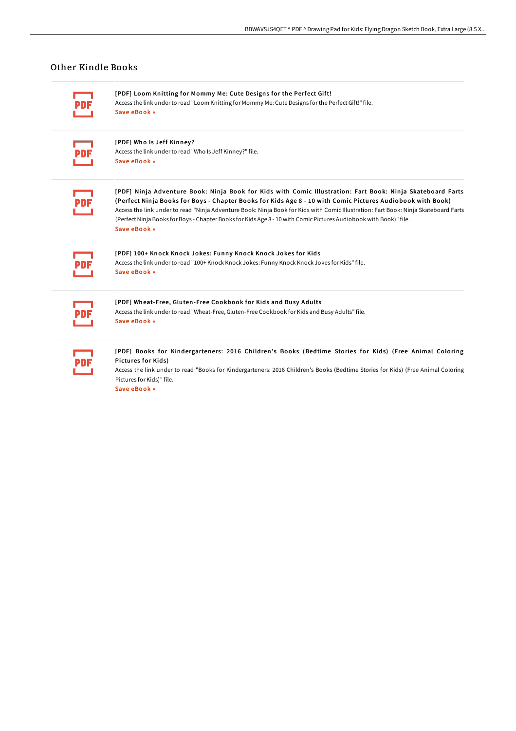## Other Kindle Books

**[PDF] Loom Knitting for Mommy Me: Cute Designs for the Perfect Gift!**
Access the link under to read "Loom Knitting for Mommy Me: Cute Designs for the Perfect Gift!" file.
Save eBook »

**[PDF] Who Is Jeff Kinney?**
Access the link under to read "Who Is Jeff Kinney?" file.
Save eBook »

**[PDF] Ninja Adventure Book: Ninja Book for Kids with Comic Illustration: Fart Book: Ninja Skateboard Farts (Perfect Ninja Books for Boys - Chapter Books for Kids Age 8 - 10 with Comic Pictures Audiobook with Book)**
Access the link under to read "Ninja Adventure Book: Ninja Book for Kids with Comic Illustration: Fart Book: Ninja Skateboard Farts (Perfect Ninja Books for Boys - Chapter Books for Kids Age 8 - 10 with Comic Pictures Audiobook with Book)" file.
Save eBook »

**[PDF] 100+ Knock Knock Jokes: Funny Knock Knock Jokes for Kids**
Access the link under to read "100+ Knock Knock Jokes: Funny Knock Knock Jokes for Kids" file.
Save eBook »

**[PDF] Wheat-Free, Gluten-Free Cookbook for Kids and Busy Adults**
Access the link under to read "Wheat-Free, Gluten-Free Cookbook for Kids and Busy Adults" file.
Save eBook »

**[PDF] Books for Kindergarteners: 2016 Children's Books (Bedtime Stories for Kids) (Free Animal Coloring Pictures for Kids)**
Access the link under to read "Books for Kindergarteners: 2016 Children's Books (Bedtime Stories for Kids) (Free Animal Coloring Pictures for Kids)" file.
Save eBook »